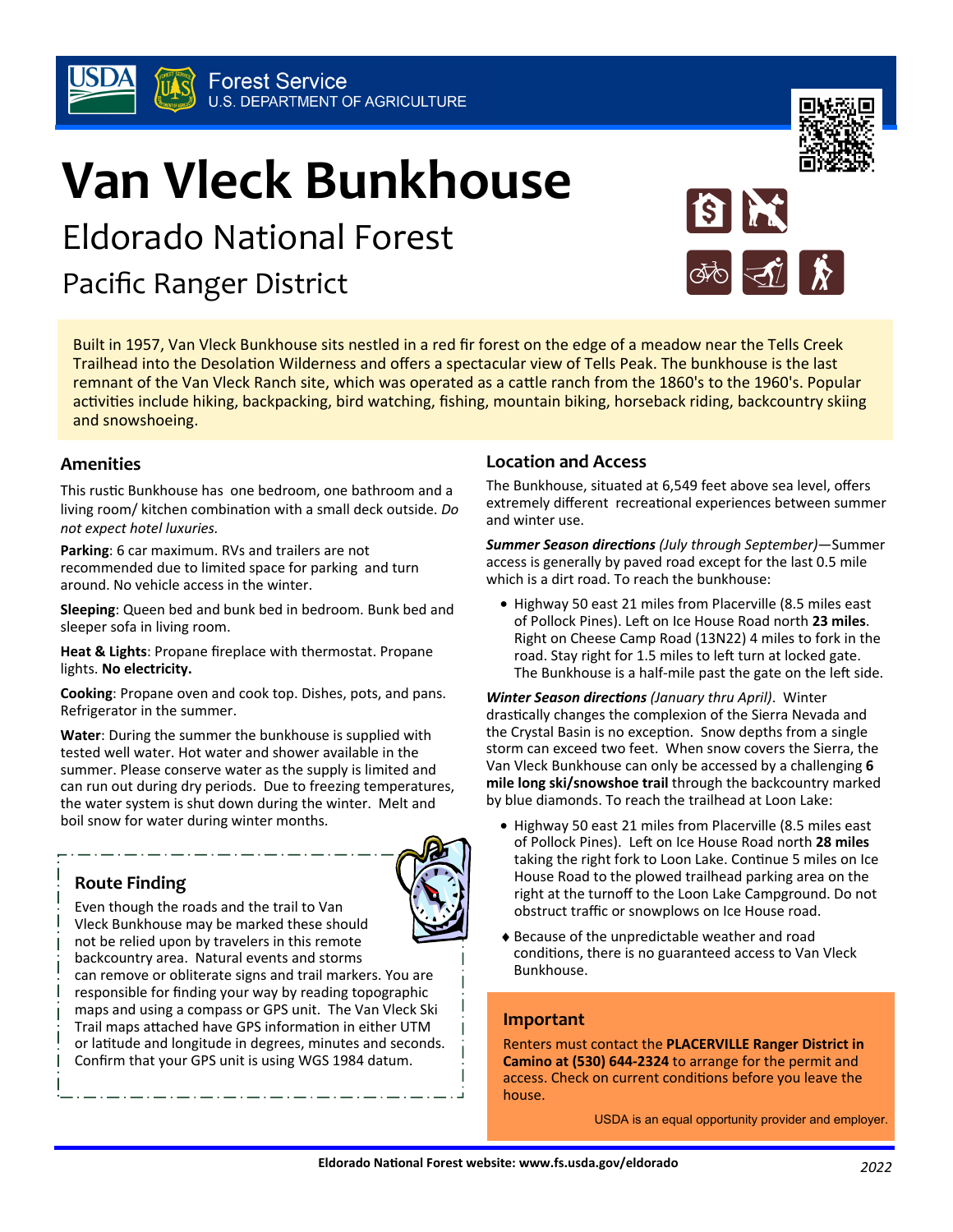Forest Service
U.S. DEPARTMENT OF AGRICULTURE

# Van Vleck Bunkhouse

## Eldorado National Forest

## Pacific Ranger District

Built in 1957, Van Vleck Bunkhouse sits nestled in a red fir forest on the edge of a meadow near the Tells Creek Trailhead into the Desolation Wilderness and offers a spectacular view of Tells Peak. The bunkhouse is the last remnant of the Van Vleck Ranch site, which was operated as a cattle ranch from the 1860's to the 1960's. Popular activities include hiking, backpacking, bird watching, fishing, mountain biking, horseback riding, backcountry skiing and snowshoeing.

### Amenities

This rustic Bunkhouse has one bedroom, one bathroom and a living room/ kitchen combination with a small deck outside. *Do not expect hotel luxuries.*

**Parking**: 6 car maximum. RVs and trailers are not recommended due to limited space for parking and turn around. No vehicle access in the winter.

**Sleeping**: Queen bed and bunk bed in bedroom. Bunk bed and sleeper sofa in living room.

**Heat & Lights**: Propane fireplace with thermostat. Propane lights. **No electricity.**

**Cooking**: Propane oven and cook top. Dishes, pots, and pans. Refrigerator in the summer.

**Water**: During the summer the bunkhouse is supplied with tested well water. Hot water and shower available in the summer. Please conserve water as the supply is limited and can run out during dry periods. Due to freezing temperatures, the water system is shut down during the winter. Melt and boil snow for water during winter months.

### Route Finding

Even though the roads and the trail to Van Vleck Bunkhouse may be marked these should not be relied upon by travelers in this remote backcountry area. Natural events and storms can remove or obliterate signs and trail markers. You are responsible for finding your way by reading topographic maps and using a compass or GPS unit. The Van Vleck Ski Trail maps attached have GPS information in either UTM or latitude and longitude in degrees, minutes and seconds. Confirm that your GPS unit is using WGS 1984 datum.

### Location and Access

The Bunkhouse, situated at 6,549 feet above sea level, offers extremely different recreational experiences between summer and winter use.

***Summer Season directions*** *(July through September)*—Summer access is generally by paved road except for the last 0.5 mile which is a dirt road. To reach the bunkhouse:

- Highway 50 east 21 miles from Placerville (8.5 miles east of Pollock Pines). Left on Ice House Road north **23 miles**. Right on Cheese Camp Road (13N22) 4 miles to fork in the road. Stay right for 1.5 miles to left turn at locked gate. The Bunkhouse is a half-mile past the gate on the left side.

***Winter Season directions*** *(January thru April)*. Winter drastically changes the complexion of the Sierra Nevada and the Crystal Basin is no exception. Snow depths from a single storm can exceed two feet. When snow covers the Sierra, the Van Vleck Bunkhouse can only be accessed by a challenging **6 mile long ski/snowshoe trail** through the backcountry marked by blue diamonds. To reach the trailhead at Loon Lake:

- Highway 50 east 21 miles from Placerville (8.5 miles east of Pollock Pines). Left on Ice House Road north **28 miles** taking the right fork to Loon Lake. Continue 5 miles on Ice House Road to the plowed trailhead parking area on the right at the turnoff to the Loon Lake Campground. Do not obstruct traffic or snowplows on Ice House road.

- Because of the unpredictable weather and road conditions, there is no guaranteed access to Van Vleck Bunkhouse.

### Important

Renters must contact the **PLACERVILLE Ranger District in Camino at (530) 644-2324** to arrange for the permit and access. Check on current conditions before you leave the house.

USDA is an equal opportunity provider and employer.

**Eldorado National Forest website: www.fs.usda.gov/eldorado**

2022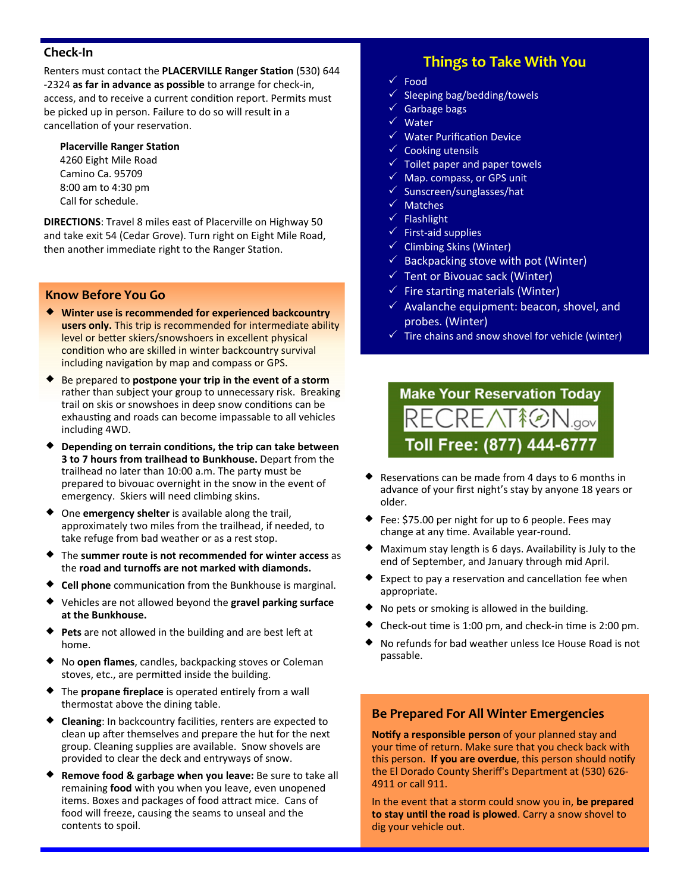## Check-In

Renters must contact the **PLACERVILLE Ranger Station** (530) 644-2324 **as far in advance as possible** to arrange for check-in, access, and to receive a current condition report. Permits must be picked up in person. Failure to do so will result in a cancellation of your reservation.

**Placerville Ranger Station**
4260 Eight Mile Road
Camino Ca. 95709
8:00 am to 4:30 pm
Call for schedule.

**DIRECTIONS**: Travel 8 miles east of Placerville on Highway 50 and take exit 54 (Cedar Grove). Turn right on Eight Mile Road, then another immediate right to the Ranger Station.

## Know Before You Go

- **Winter use is recommended for experienced backcountry users only.** This trip is recommended for intermediate ability level or better skiers/snowshoers in excellent physical condition who are skilled in winter backcountry survival including navigation by map and compass or GPS.
- Be prepared to **postpone your trip in the event of a storm** rather than subject your group to unnecessary risk. Breaking trail on skis or snowshoes in deep snow conditions can be exhausting and roads can become impassable to all vehicles including 4WD.
- **Depending on terrain conditions, the trip can take between 3 to 7 hours from trailhead to Bunkhouse.** Depart from the trailhead no later than 10:00 a.m. The party must be prepared to bivouac overnight in the snow in the event of emergency. Skiers will need climbing skins.
- One **emergency shelter** is available along the trail, approximately two miles from the trailhead, if needed, to take refuge from bad weather or as a rest stop.
- The **summer route is not recommended for winter access** as the **road and turnoffs are not marked with diamonds.**
- **Cell phone** communication from the Bunkhouse is marginal.
- Vehicles are not allowed beyond the **gravel parking surface at the Bunkhouse.**
- **Pets** are not allowed in the building and are best left at home.
- No **open flames**, candles, backpacking stoves or Coleman stoves, etc., are permitted inside the building.
- The **propane fireplace** is operated entirely from a wall thermostat above the dining table.
- **Cleaning**: In backcountry facilities, renters are expected to clean up after themselves and prepare the hut for the next group. Cleaning supplies are available. Snow shovels are provided to clear the deck and entryways of snow.
- **Remove food & garbage when you leave:** Be sure to take all remaining **food** with you when you leave, even unopened items. Boxes and packages of food attract mice. Cans of food will freeze, causing the seams to unseal and the contents to spoil.

## Things to Take With You

- ✓ Food
- ✓ Sleeping bag/bedding/towels
- ✓ Garbage bags
- ✓ Water
- ✓ Water Purification Device
- ✓ Cooking utensils
- ✓ Toilet paper and paper towels
- ✓ Map. compass, or GPS unit
- ✓ Sunscreen/sunglasses/hat
- ✓ Matches
- ✓ Flashlight
- ✓ First-aid supplies
- ✓ Climbing Skins (Winter)
- ✓ Backpacking stove with pot (Winter)
- ✓ Tent or Bivouac sack (Winter)
- ✓ Fire starting materials (Winter)
- ✓ Avalanche equipment: beacon, shovel, and probes. (Winter)
- ✓ Tire chains and snow shovel for vehicle (winter)

**Make Your Reservation Today**
RECREATION.gov
**Toll Free: (877) 444-6777**

- Reservations can be made from 4 days to 6 months in advance of your first night's stay by anyone 18 years or older.
- Fee: $75.00 per night for up to 6 people. Fees may change at any time. Available year-round.
- Maximum stay length is 6 days. Availability is July to the end of September, and January through mid April.
- Expect to pay a reservation and cancellation fee when appropriate.
- No pets or smoking is allowed in the building.
- Check-out time is 1:00 pm, and check-in time is 2:00 pm.
- No refunds for bad weather unless Ice House Road is not passable.

## Be Prepared For All Winter Emergencies

**Notify a responsible person** of your planned stay and your time of return. Make sure that you check back with this person. **If you are overdue**, this person should notify the El Dorado County Sheriff's Department at (530) 626-4911 or call 911.

In the event that a storm could snow you in, **be prepared to stay until the road is plowed**. Carry a snow shovel to dig your vehicle out.